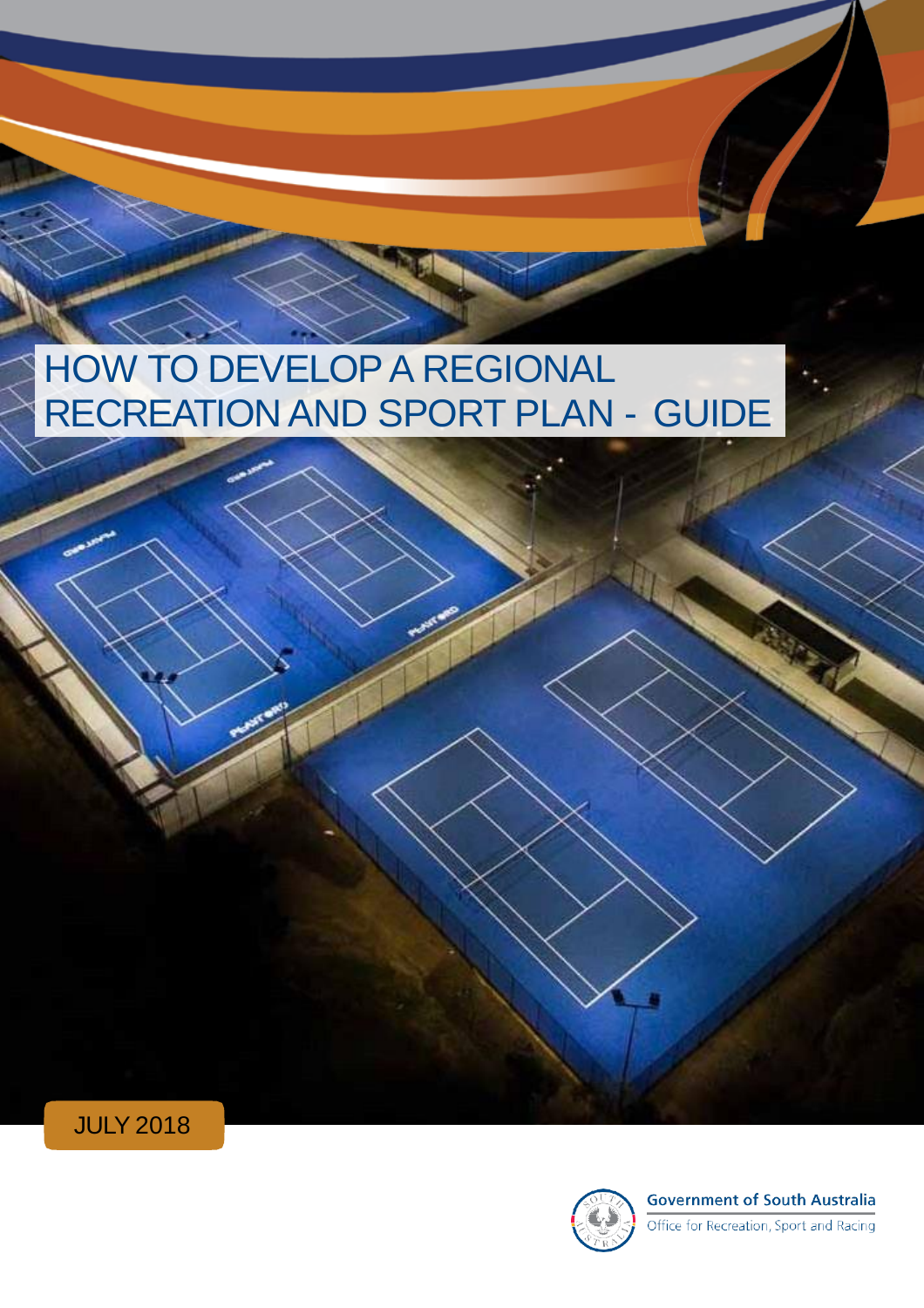# HOW TO DEVELOP A REGIONAL RECREATION AND SPORT PLAN - GUIDE

JULY 2018

Government of South Australia
Office for Recreation, Sport and Racing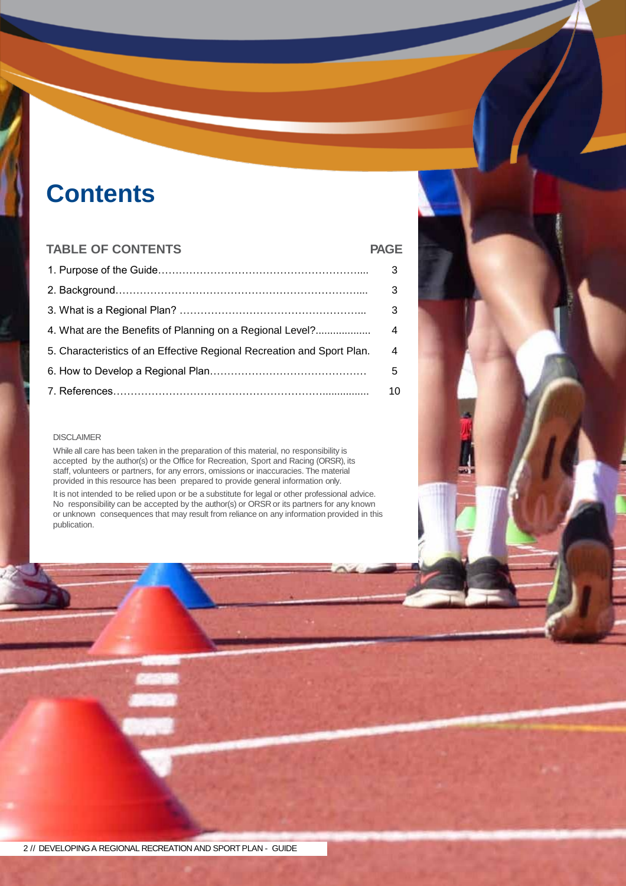# Contents

| TABLE OF CONTENTS | PAGE |
| --- | --- |
| 1. Purpose of the Guide | 3 |
| 2. Background | 3 |
| 3. What is a Regional Plan? | 3 |
| 4. What are the Benefits of Planning on a Regional Level? | 4 |
| 5. Characteristics of an Effective Regional Recreation and Sport Plan. | 4 |
| 6. How to Develop a Regional Plan | 5 |
| 7. References | 10 |

DISCLAIMER

While all care has been taken in the preparation of this material, no responsibility is accepted by the author(s) or the Office for Recreation, Sport and Racing (ORSR), its staff, volunteers or partners, for any errors, omissions or inaccuracies. The material provided in this resource has been prepared to provide general information only.

It is not intended to be relied upon or be a substitute for legal or other professional advice. No responsibility can be accepted by the author(s) or ORSR or its partners for any known or unknown consequences that may result from reliance on any information provided in this publication.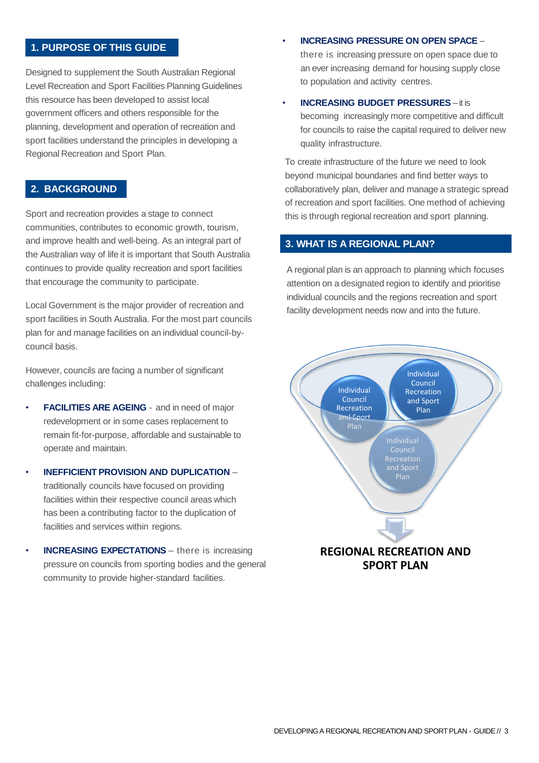## 1. PURPOSE OF THIS GUIDE

Designed to supplement the South Australian Regional Level Recreation and Sport Facilities Planning Guidelines this resource has been developed to assist local government officers and others responsible for the planning, development and operation of recreation and sport facilities understand the principles in developing a Regional Recreation and Sport Plan.

## 2. BACKGROUND

Sport and recreation provides a stage to connect communities, contributes to economic growth, tourism, and improve health and well-being. As an integral part of the Australian way of life it is important that South Australia continues to provide quality recreation and sport facilities that encourage the community to participate.

Local Government is the major provider of recreation and sport facilities in South Australia. For the most part councils plan for and manage facilities on an individual council-by-council basis.

However, councils are facing a number of significant challenges including:

- **FACILITIES ARE AGEING** - and in need of major redevelopment or in some cases replacement to remain fit-for-purpose, affordable and sustainable to operate and maintain.
- **INEFFICIENT PROVISION AND DUPLICATION** – traditionally councils have focused on providing facilities within their respective council areas which has been a contributing factor to the duplication of facilities and services within regions.
- **INCREASING EXPECTATIONS** – there is increasing pressure on councils from sporting bodies and the general community to provide higher-standard facilities.
- **INCREASING PRESSURE ON OPEN SPACE** – there is increasing pressure on open space due to an ever increasing demand for housing supply close to population and activity centres.
- **INCREASING BUDGET PRESSURES** – it is becoming increasingly more competitive and difficult for councils to raise the capital required to deliver new quality infrastructure.

To create infrastructure of the future we need to look beyond municipal boundaries and find better ways to collaboratively plan, deliver and manage a strategic spread of recreation and sport facilities. One method of achieving this is through regional recreation and sport planning.

## 3. WHAT IS A REGIONAL PLAN?

A regional plan is an approach to planning which focuses attention on a designated region to identify and prioritise individual councils and the regions recreation and sport facility development needs now and into the future.

Individual Council Recreation and Sport Plan

Individual Council Recreation and Sport Plan

Individual Council Recreation and Sport Plan

**REGIONAL RECREATION AND SPORT PLAN**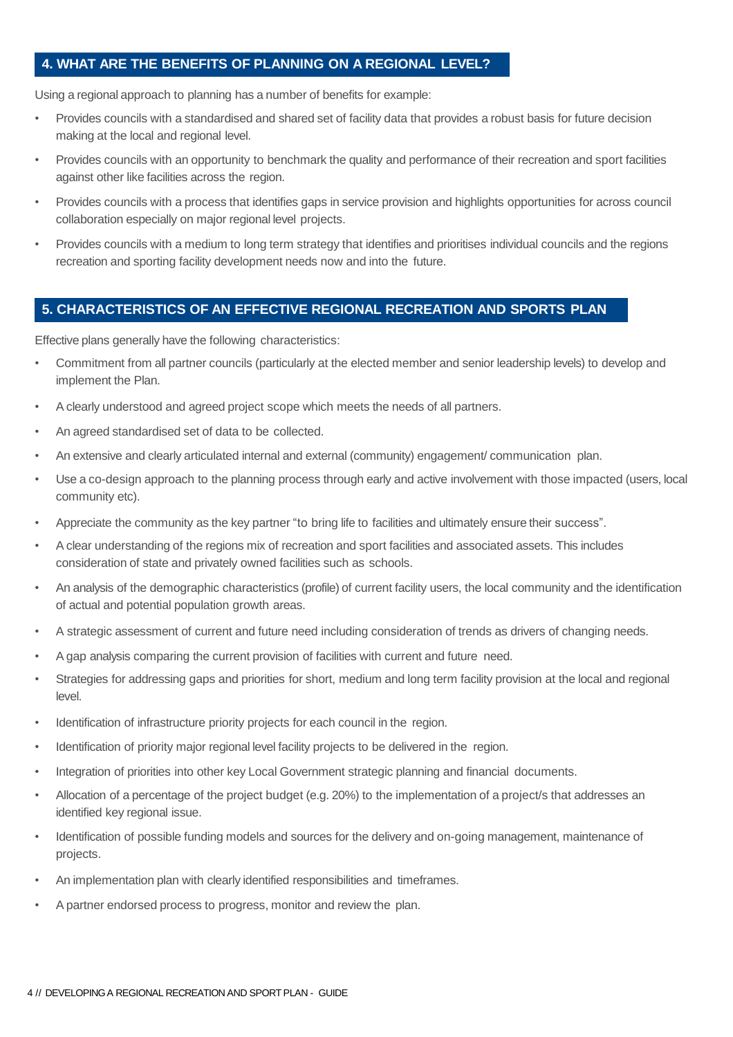## 4. WHAT ARE THE BENEFITS OF PLANNING ON A REGIONAL LEVEL?

Using a regional approach to planning has a number of benefits for example:

- Provides councils with a standardised and shared set of facility data that provides a robust basis for future decision making at the local and regional level.
- Provides councils with an opportunity to benchmark the quality and performance of their recreation and sport facilities against other like facilities across the region.
- Provides councils with a process that identifies gaps in service provision and highlights opportunities for across council collaboration especially on major regional level projects.
- Provides councils with a medium to long term strategy that identifies and prioritises individual councils and the regions recreation and sporting facility development needs now and into the future.

## 5. CHARACTERISTICS OF AN EFFECTIVE REGIONAL RECREATION AND SPORTS PLAN

Effective plans generally have the following characteristics:

- Commitment from all partner councils (particularly at the elected member and senior leadership levels) to develop and implement the Plan.
- A clearly understood and agreed project scope which meets the needs of all partners.
- An agreed standardised set of data to be collected.
- An extensive and clearly articulated internal and external (community) engagement/ communication plan.
- Use a co-design approach to the planning process through early and active involvement with those impacted (users, local community etc).
- Appreciate the community as the key partner "to bring life to facilities and ultimately ensure their success".
- A clear understanding of the regions mix of recreation and sport facilities and associated assets. This includes consideration of state and privately owned facilities such as schools.
- An analysis of the demographic characteristics (profile) of current facility users, the local community and the identification of actual and potential population growth areas.
- A strategic assessment of current and future need including consideration of trends as drivers of changing needs.
- A gap analysis comparing the current provision of facilities with current and future need.
- Strategies for addressing gaps and priorities for short, medium and long term facility provision at the local and regional level.
- Identification of infrastructure priority projects for each council in the region.
- Identification of priority major regional level facility projects to be delivered in the region.
- Integration of priorities into other key Local Government strategic planning and financial documents.
- Allocation of a percentage of the project budget (e.g. 20%) to the implementation of a project/s that addresses an identified key regional issue.
- Identification of possible funding models and sources for the delivery and on-going management, maintenance of projects.
- An implementation plan with clearly identified responsibilities and timeframes.
- A partner endorsed process to progress, monitor and review the plan.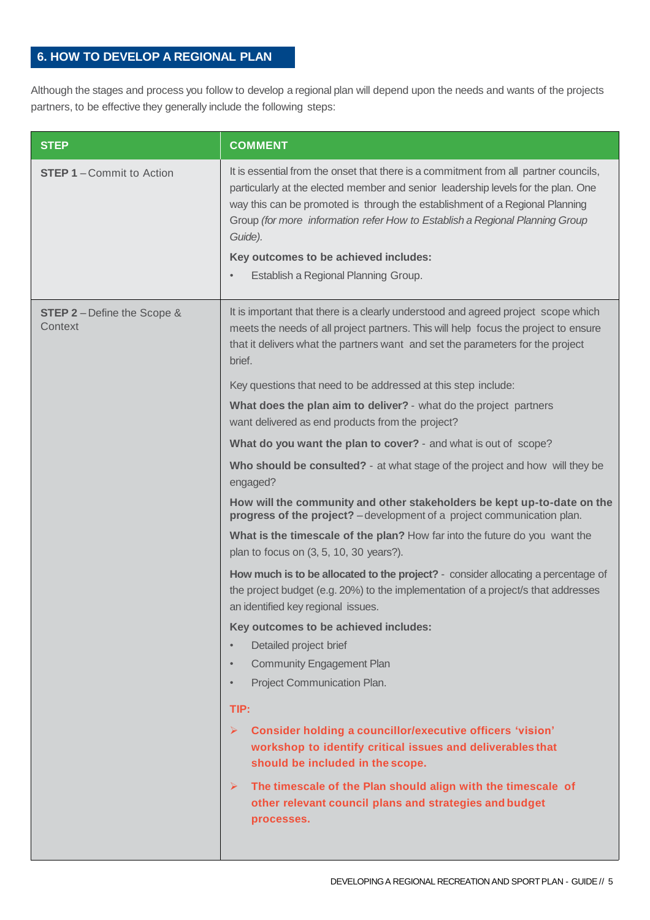## 6. HOW TO DEVELOP A REGIONAL PLAN

Although the stages and process you follow to develop a regional plan will depend upon the needs and wants of the projects partners, to be effective they generally include the following steps:

| STEP | COMMENT |
|---|---|
| **STEP 1** – Commit to Action | It is essential from the onset that there is a commitment from all partner councils, particularly at the elected member and senior leadership levels for the plan. One way this can be promoted is through the establishment of a Regional Planning Group *(for more information refer How to Establish a Regional Planning Group Guide).*<br><br>**Key outcomes to be achieved includes:**<br>• Establish a Regional Planning Group. |
| **STEP 2** – Define the Scope & Context | It is important that there is a clearly understood and agreed project scope which meets the needs of all project partners. This will help focus the project to ensure that it delivers what the partners want and set the parameters for the project brief.<br><br>Key questions that need to be addressed at this step include:<br><br>**What does the plan aim to deliver?** - what do the project partners want delivered as end products from the project?<br><br>**What do you want the plan to cover?** - and what is out of scope?<br><br>**Who should be consulted?** - at what stage of the project and how will they be engaged?<br><br>**How will the community and other stakeholders be kept up-to-date on the progress of the project?** – development of a project communication plan.<br><br>**What is the timescale of the plan?** How far into the future do you want the plan to focus on (3, 5, 10, 30 years?).<br><br>**How much is to be allocated to the project?** - consider allocating a percentage of the project budget (e.g. 20%) to the implementation of a project/s that addresses an identified key regional issues.<br><br>**Key outcomes to be achieved includes:**<br>• Detailed project brief<br>• Community Engagement Plan<br>• Project Communication Plan.<br><br>**TIP:**<br>➢ **Consider holding a councillor/executive officers 'vision' workshop to identify critical issues and deliverables that should be included in the scope.**<br>➢ **The timescale of the Plan should align with the timescale of other relevant council plans and strategies and budget processes.** |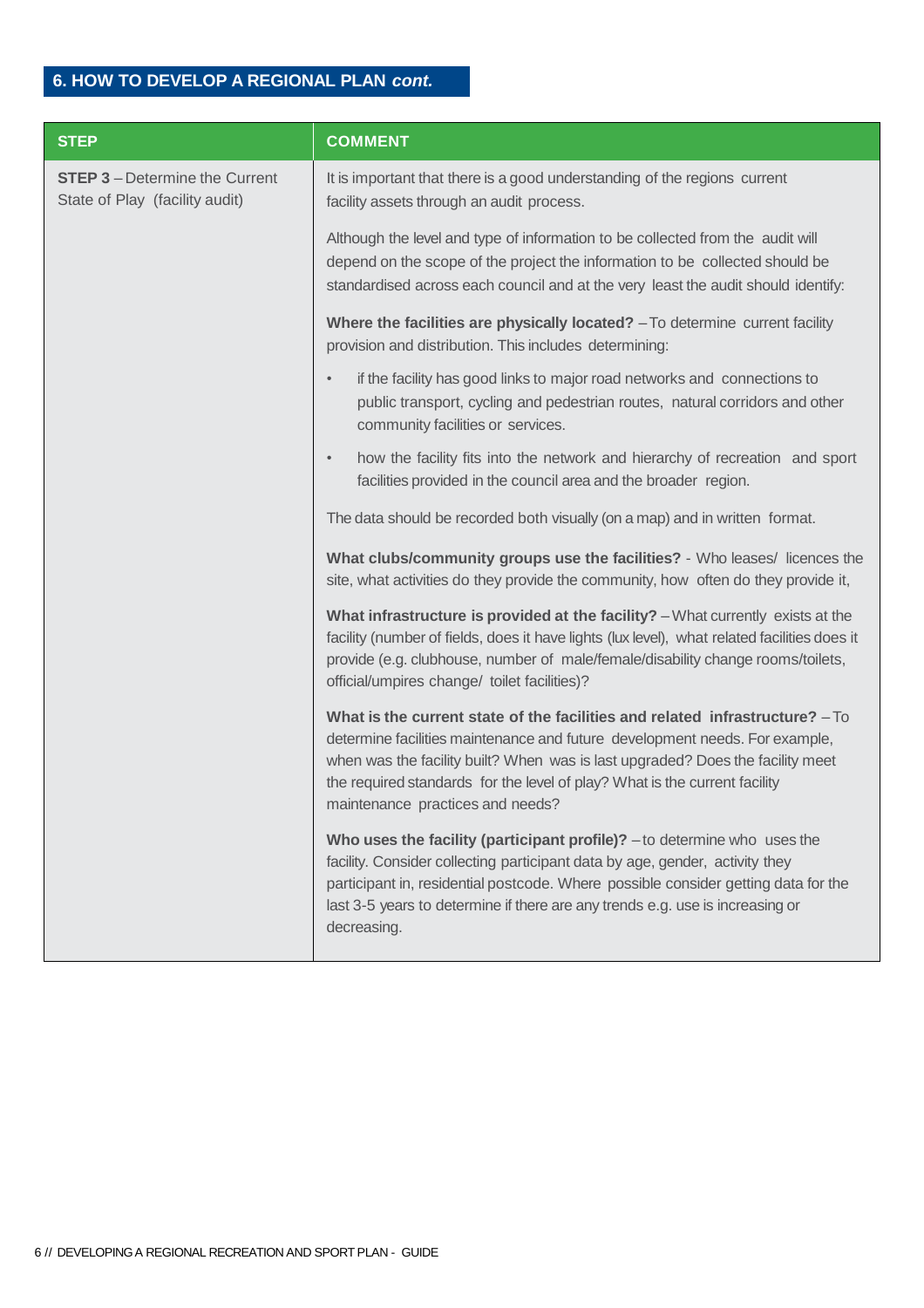## 6. HOW TO DEVELOP A REGIONAL PLAN *cont.*

| STEP | COMMENT |
|---|---|
| **STEP 3** – Determine the Current State of Play (facility audit) | It is important that there is a good understanding of the regions current facility assets through an audit process.<br><br>Although the level and type of information to be collected from the audit will depend on the scope of the project the information to be collected should be standardised across each council and at the very least the audit should identify:<br><br>**Where the facilities are physically located?** – To determine current facility provision and distribution. This includes determining:<br><br>• if the facility has good links to major road networks and connections to public transport, cycling and pedestrian routes, natural corridors and other community facilities or services.<br>• how the facility fits into the network and hierarchy of recreation and sport facilities provided in the council area and the broader region.<br><br>The data should be recorded both visually (on a map) and in written format.<br><br>**What clubs/community groups use the facilities?** - Who leases/ licences the site, what activities do they provide the community, how often do they provide it,<br><br>**What infrastructure is provided at the facility?** – What currently exists at the facility (number of fields, does it have lights (lux level), what related facilities does it provide (e.g. clubhouse, number of male/female/disability change rooms/toilets, official/umpires change/ toilet facilities)?<br><br>**What is the current state of the facilities and related infrastructure?** – To determine facilities maintenance and future development needs. For example, when was the facility built? When was is last upgraded? Does the facility meet the required standards for the level of play? What is the current facility maintenance practices and needs?<br><br>**Who uses the facility (participant profile)?** – to determine who uses the facility. Consider collecting participant data by age, gender, activity they participant in, residential postcode. Where possible consider getting data for the last 3-5 years to determine if there are any trends e.g. use is increasing or decreasing. |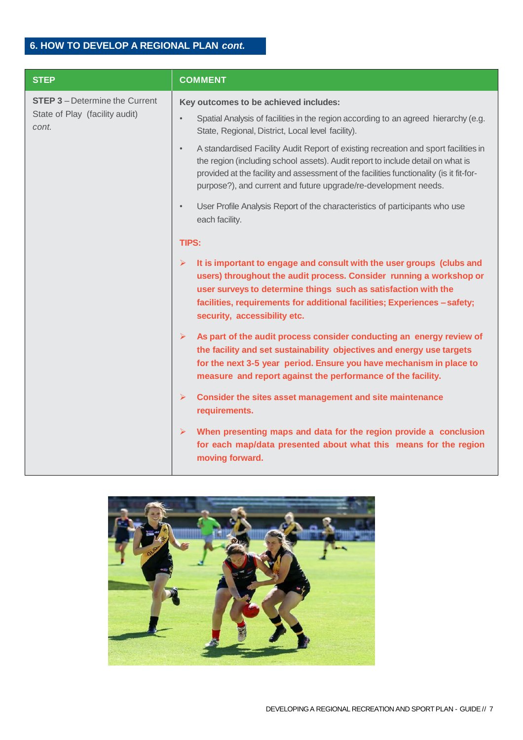## 6. HOW TO DEVELOP A REGIONAL PLAN *cont.*

| STEP | COMMENT |
|---|---|
| **STEP 3** – Determine the Current State of Play (facility audit) *cont.* | **Key outcomes to be achieved includes:**<br>• Spatial Analysis of facilities in the region according to an agreed hierarchy (e.g. State, Regional, District, Local level facility).<br>• A standardised Facility Audit Report of existing recreation and sport facilities in the region (including school assets). Audit report to include detail on what is provided at the facility and assessment of the facilities functionality (is it fit-for-purpose?), and current and future upgrade/re-development needs.<br>• User Profile Analysis Report of the characteristics of participants who use each facility.<br><br>**TIPS:**<br>➢ **It is important to engage and consult with the user groups (clubs and users) throughout the audit process. Consider running a workshop or user surveys to determine things such as satisfaction with the facilities, requirements for additional facilities; Experiences – safety; security, accessibility etc.**<br>➢ **As part of the audit process consider conducting an energy review of the facility and set sustainability objectives and energy use targets for the next 3-5 year period. Ensure you have mechanism in place to measure and report against the performance of the facility.**<br>➢ **Consider the sites asset management and site maintenance requirements.**<br>➢ **When presenting maps and data for the region provide a conclusion for each map/data presented about what this means for the region moving forward.** |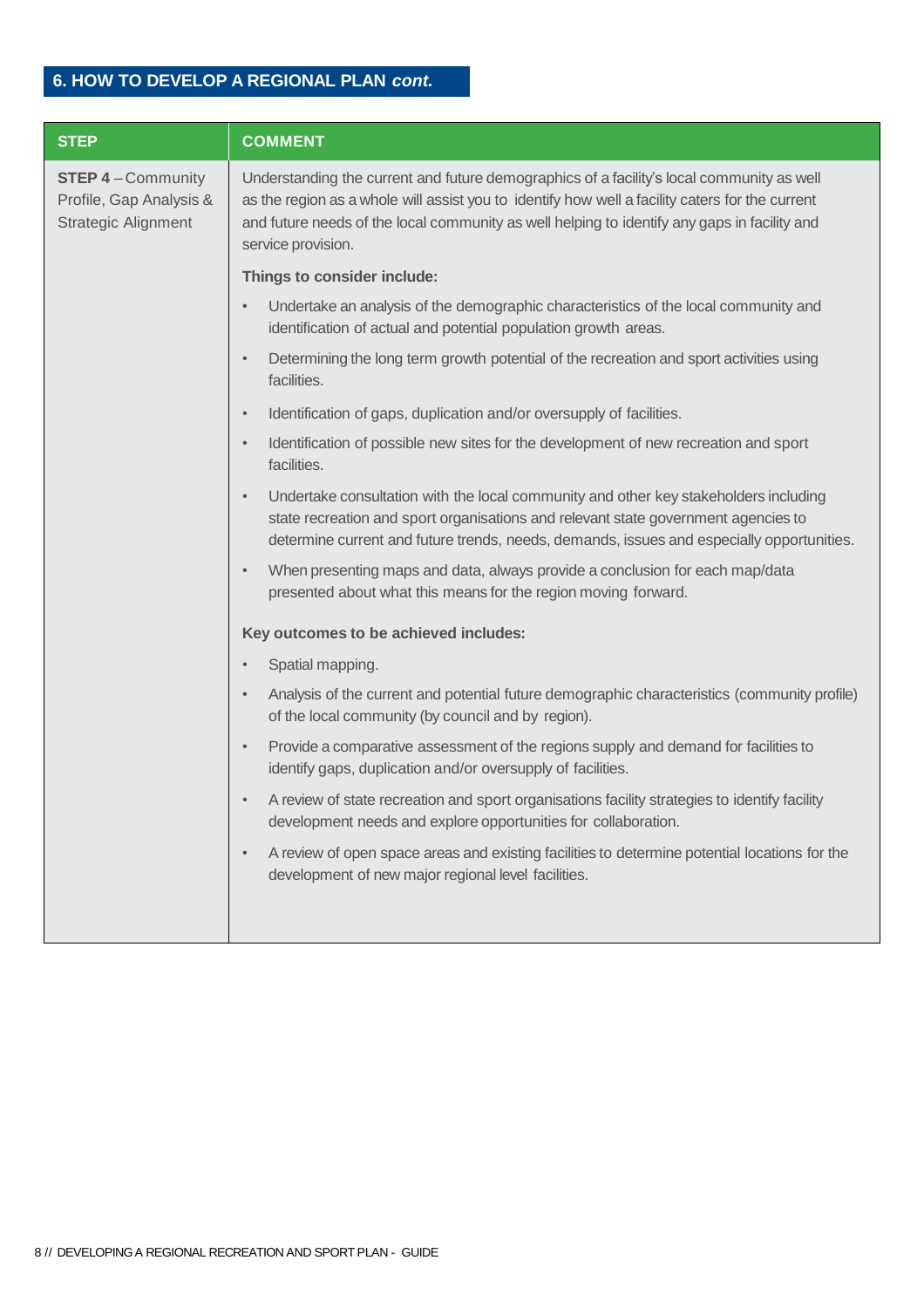## 6. HOW TO DEVELOP A REGIONAL PLAN *cont.*

| STEP | COMMENT |
|---|---|
| **STEP 4** – Community Profile, Gap Analysis & Strategic Alignment | Understanding the current and future demographics of a facility's local community as well as the region as a whole will assist you to identify how well a facility caters for the current and future needs of the local community as well helping to identify any gaps in facility and service provision.<br><br>**Things to consider include:**<br>• Undertake an analysis of the demographic characteristics of the local community and identification of actual and potential population growth areas.<br>• Determining the long term growth potential of the recreation and sport activities using facilities.<br>• Identification of gaps, duplication and/or oversupply of facilities.<br>• Identification of possible new sites for the development of new recreation and sport facilities.<br>• Undertake consultation with the local community and other key stakeholders including state recreation and sport organisations and relevant state government agencies to determine current and future trends, needs, demands, issues and especially opportunities.<br>• When presenting maps and data, always provide a conclusion for each map/data presented about what this means for the region moving forward.<br><br>**Key outcomes to be achieved includes:**<br>• Spatial mapping.<br>• Analysis of the current and potential future demographic characteristics (community profile) of the local community (by council and by region).<br>• Provide a comparative assessment of the regions supply and demand for facilities to identify gaps, duplication and/or oversupply of facilities.<br>• A review of state recreation and sport organisations facility strategies to identify facility development needs and explore opportunities for collaboration.<br>• A review of open space areas and existing facilities to determine potential locations for the development of new major regional level facilities. |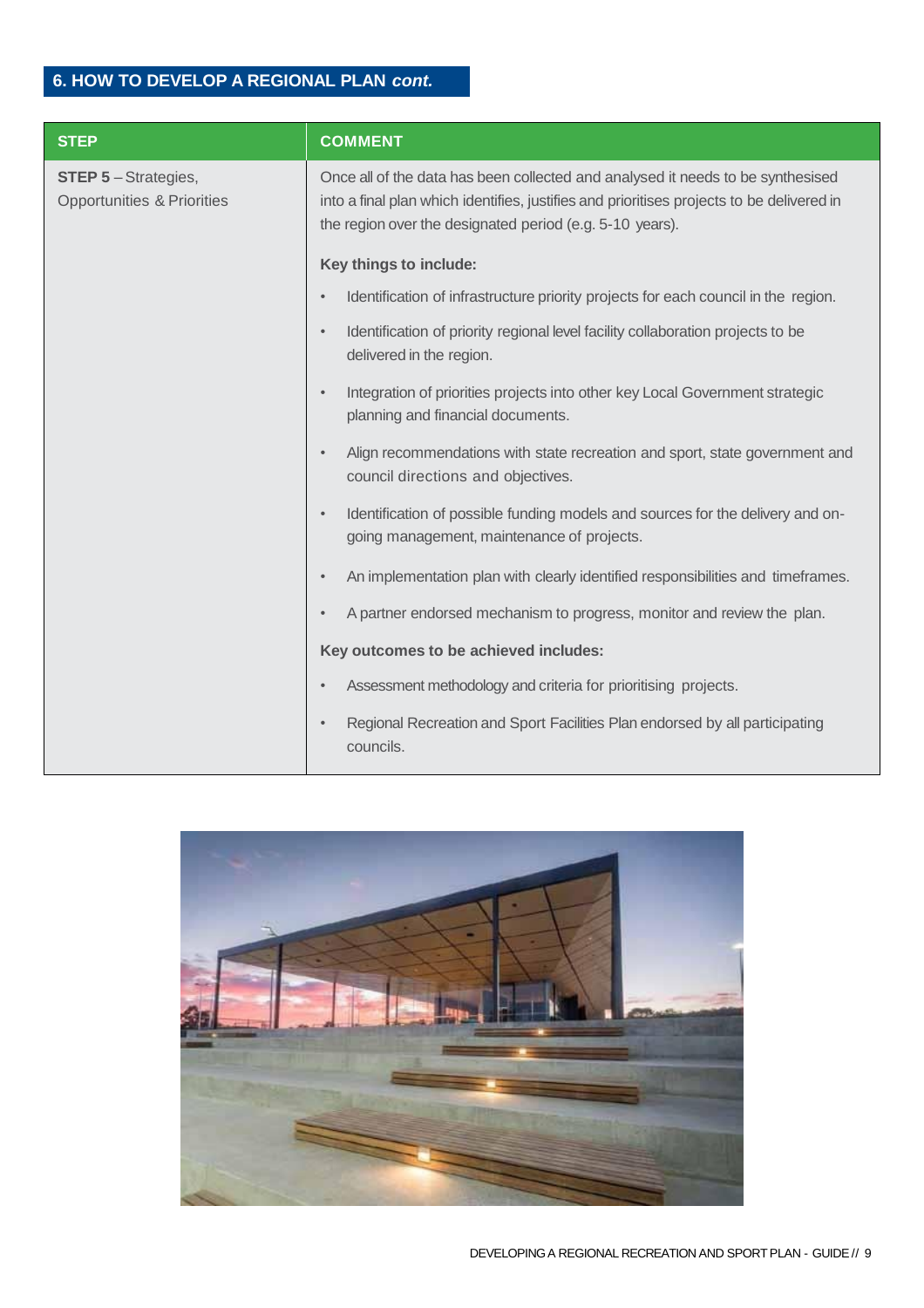## 6. HOW TO DEVELOP A REGIONAL PLAN *cont.*

| STEP | COMMENT |
|---|---|
| **STEP 5** – Strategies, Opportunities & Priorities | Once all of the data has been collected and analysed it needs to be synthesised into a final plan which identifies, justifies and prioritises projects to be delivered in the region over the designated period (e.g. 5-10 years).<br><br>**Key things to include:**<br>• Identification of infrastructure priority projects for each council in the region.<br>• Identification of priority regional level facility collaboration projects to be delivered in the region.<br>• Integration of priorities projects into other key Local Government strategic planning and financial documents.<br>• Align recommendations with state recreation and sport, state government and council directions and objectives.<br>• Identification of possible funding models and sources for the delivery and on-going management, maintenance of projects.<br>• An implementation plan with clearly identified responsibilities and timeframes.<br>• A partner endorsed mechanism to progress, monitor and review the plan.<br><br>**Key outcomes to be achieved includes:**<br>• Assessment methodology and criteria for prioritising projects.<br>• Regional Recreation and Sport Facilities Plan endorsed by all participating councils. |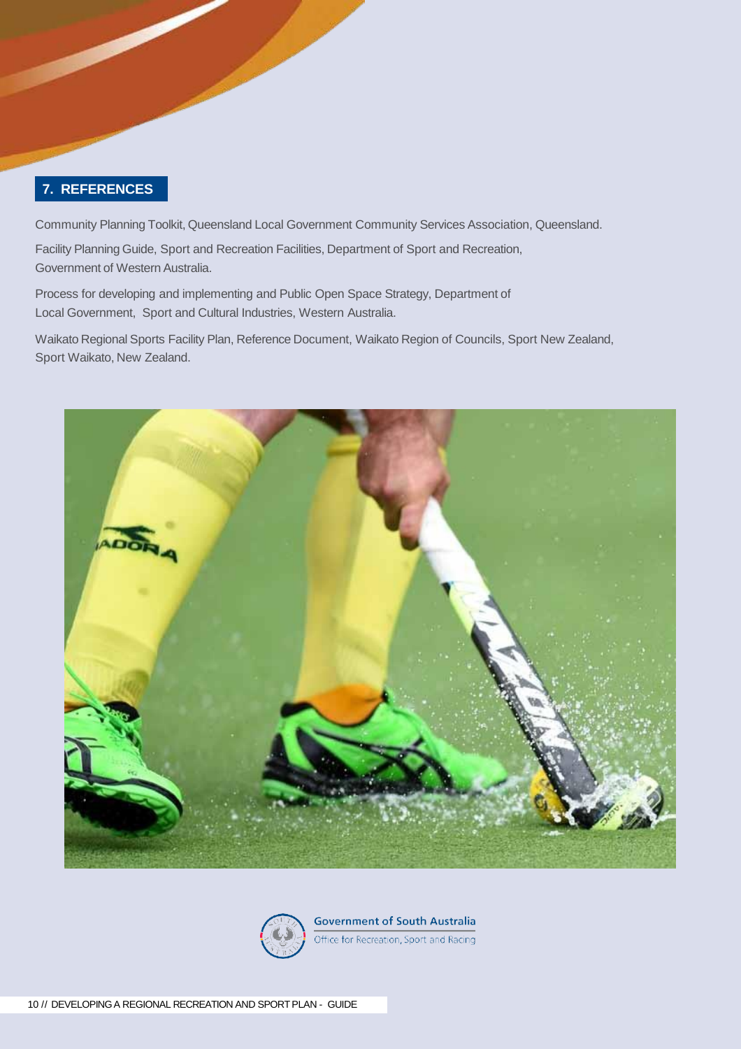## 7. REFERENCES

Community Planning Toolkit, Queensland Local Government Community Services Association, Queensland.

Facility Planning Guide, Sport and Recreation Facilities, Department of Sport and Recreation, Government of Western Australia.

Process for developing and implementing and Public Open Space Strategy, Department of Local Government, Sport and Cultural Industries, Western Australia.

Waikato Regional Sports Facility Plan, Reference Document, Waikato Region of Councils, Sport New Zealand, Sport Waikato, New Zealand.

Government of South Australia

Office for Recreation, Sport and Racing